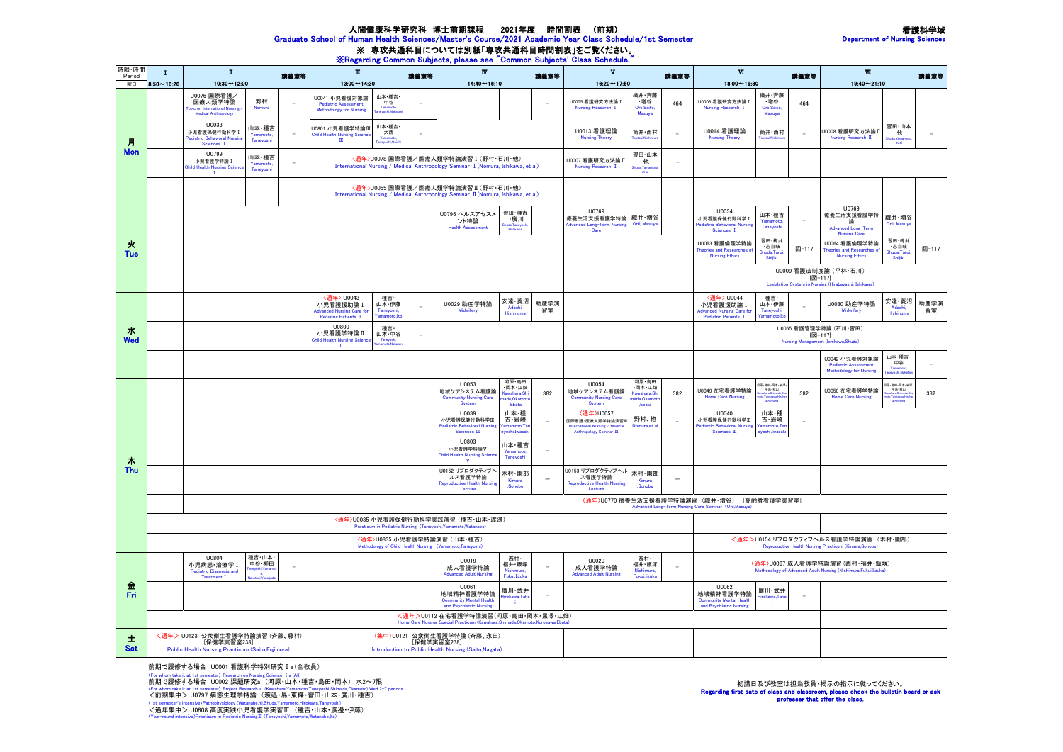# 人間健康科学研究科 博士前期課程 2021年度 時間割表 （前期）

Graduate School of Human Health Sciences/Master's Course/2021 Academic Year Class Schedule/1st Semester

**看護科学域**
Department of Nursing Sciences

## ※ 専攻共通科目については別紙「専攻共通科目時間割表」をご覧ください。
※Regarding Common Subjects, please see "Common Subjects' Class Schedule."

| 曜日 | Ⅰ 8:50～10:20 | Ⅱ 10:30～12:00 | | 講義室等 | Ⅲ 13:00～14:30 | | 講義室等 | Ⅳ 14:40～16:10 | | 講義室等 | Ⅴ 16:20～17:50 | | 講義室等 | Ⅵ 18:00～19:30 | | 講義室等 | Ⅶ 19:40～21:10 | | 講義室等 |
|---|---|---|---|---|---|---|---|---|---|---|---|---|---|---|---|---|---|---|---|
| 月 Mon | | U0076 国際看護／医療人類学特論 Topic on International Nursing / Medical Anthropology | 野村 Nomura | － | U0041 小児看護対象論 Pediatric Assessment Methodology for Nursing | 山本・種吉・中谷 Yamamoto, Taneyoshi, Nakatani | － | | | － | U0005 看護研究方法論Ⅰ Nursing Research Ⅰ | 織井・斉藤・増谷 Orii, Saito, Masuya | 464 | U0006 看護研究方法論Ⅰ Nursing Research Ⅰ | 織井・斉藤・増谷 Orii, Saito, Masuya | 464 | | | |
| 月 Mon | | U0033 小児看護保健行動科学Ⅰ Pediatric Behavioral Nursing Sciences Ⅰ | 山本・種吉 Yamamoto, Taneyoshi | － | U0801 小児看護学特論Ⅲ Child Health Nursing Science Ⅲ | 山本・種吉・大西 Yamamoto, Taneyoshi, Onishi | － | | | | U0013 看護理論 Nursing Theory | 筒井・西村 Tsutsui, Nishimura | － | U0014 看護理論 Nursing Theory | 筒井・西村 Tsutsui, Nishimura | － | U0008 看護研究方法論Ⅱ Nursing Research Ⅱ | 習田・山本 他 Shuda, Yamamoto, et al | － |
| 月 Mon | | U0799 小児看護学特論Ⅰ Child Health Nursing Science Ⅰ | 山本・種吉 Yamamoto, Taneyoshi | － | <通年>U0078 国際看護／医療人類学特論演習Ⅰ（野村・石川・他） International Nursing / Medical Anthropology Seminar Ⅰ(Nomura, Ishikawa, et al) | | | | | | U0007 看護研究方法論Ⅱ Nursing Research Ⅱ | 習田・山本 他 Shuda, Yamamoto, et al | － | | | | | | |
| 月 Mon | | | | | <通年>U0055 国際看護／医療人類学特論演習Ⅱ（野村・石川・他） International Nursing / Medical Anthropology Seminar Ⅱ(Nomura, Ishikawa, et al) | | | | | | | | | | | | | | |
| 火 Tue | | | | | | | | U0796 ヘルスアセスメント特論 Health Assessment | 習田・種吉・廣川 Shuda, Taneyoshi, Hirokawa | | U0769 療養生活支援看護学特論 Advanced Long-Term Nursing Care | 織井・増谷 Orii, Masuya | | U0034 小児看護保健行動科学Ⅰ Pediatric Behavioral Nursing Sciences Ⅰ | 山本・種吉 Yamamoto, Taneyoshi | － | U0769 療養生活支援看護学特論 Advanced Long-Term Nursing Care | 織井・増谷 Orii, Masuya | |
| 火 Tue | | | | | | | | | | | | | | U0063 看護倫理学特論 Theories and Researches of Nursing Ethics | 習田・樽井・志自岐 Shuda, Tarui, Shijiki | 図－117 | U0064 看護倫理学特論 Theories and Researches of Nursing Ethics | 習田・樽井・志自岐 Shuda, Tarui, Shijiki | 図－117 |
| 火 Tue | | | | | | | | | | | | | | U0009 看護法制度論（平林・石川） [図－117] Legislation System in Nursing (Hirabayashi, Ishikawa) | | | | | |
| 水 Wed | | | | | <通年> U0043 小児看護援助論Ⅰ Advanced Nursing Care for Pediatric Patients Ⅰ | 種吉・山本・伊藤 Taneyoshi, Yamamoto, Ito | － | U0029 助産学特論 Midwifery | 安達・菱沼 Adachi, Hishinuma | 助産学演習室 | | | | <通年> U0044 小児看護援助論Ⅰ Advanced Nursing Care for Pediatric Patients Ⅰ | 種吉・山本・伊藤 Taneyoshi, Yamamoto, Ito | － | U0030 助産学特論 Midwifery | 安達・菱沼 Adachi, Hishinuma | 助産学演習室 |
| 水 Wed | | | | | U0800 小児看護学特論Ⅱ Child Health Nursing Science Ⅱ | 種吉・山本・中谷 Taneyoshi, Yamamoto, Nakatani | － | | | | | | | U0065 看護管理学特論（石川・習田） [図－117] Nursing Management (Ishikawa, Shuda) | | | | | |
| 水 Wed | | | | | | | | | | | | | | | | | U0042 小児看護対象論 Pediatric Assessment Methodology for Nursing | 山本・種吉・中谷 Yamamoto, Taneyoshi, Nakatani | － |
| 木 Thu | | | | | | | | U0053 地域ケアシステム看護論 Community Nursing Care System | 河原・島田・岡本・江幡 Kawahara, Shimada, Okamoto, Ebata | 382 | U0054 地域ケアシステム看護論 Community Nursing Care System | 河原・島田・岡本・江幡 Kawahara, Shimada, Okamoto, Ebata | 382 | U0049 在宅看護学特論 Home Care Nursing | 河原・島田・岡本・本田・秋山 Kawahara, Shimada, Okamoto, Yamanaka(Honda), Akiyama | 382 | U0050 在宅看護学特論 Home Care Nursing | 河原・島田・岡本・本田・秋山 Kawahara, Shimada, Okamoto, Yamanaka(Honda), Akiyama | 382 |
| 木 Thu | | | | | | | | U0039 小児看護保健行動科学Ⅲ Pediatric Behavioral Nursing Sciences Ⅲ | 山本・種吉・岩崎 Yamamoto, Taneyoshi, Iwasaki | － | <通年>U0057 国際看護/医療人類学特論演習Ⅲ International Nursing / Medical Anthropology Seminar Ⅲ | 野村、他 Nomura, et al | － | U0040 小児看護保健行動科学Ⅲ Pediatric Behavioral Nursing Sciences Ⅲ | 山本・種吉・岩崎 Yamamoto, Taneyoshi, Iwasaki | － | | | |
| 木 Thu | | | | | | | | U0803 小児看護学特論Ⅴ Child Health Nursing Science Ⅴ | 山本・種吉 Yamamoto, Taneyoshi | － | | | | | | | | | |
| 木 Thu | | | | | | | | U0152 リプロダクティブヘルス看護学特論 Reproductive Health Nursing Lecture | 木村・園部 Kimura, Sonobe | － | U0153 リプロダクティブヘルス看護学特論 Reproductive Health Nursing Lecture | 木村・園部 Kimura, Sonobe | － | | | | | | |
| 木 Thu | | | | | | | | | | | <通年>U0770 療養生活支援看護学特論演習（織井・増谷） [高齢者看護学実習室] Advanced Long-Term Nursing Care Seminar (Orii, Masuya) | | | | | | | | |
| 木 Thu | | | | | <通年>U0035 小児看護保健行動科学実践演習（種吉・山本・渡邊） Practicum in Pediatric Nursing (Taneyoshi, Yamamoto, Watanabe) | | | | | | | | | <通年>U0154 リプロダクティブヘルス看護学特論演習（木村・園部） Reproductive Health Nursing Practicum (Kimura, Sonobe) | | | | | |
| 木 Thu | | | | | <通年>U0835 小児看護学特論演習（山本・種吉） Methodology of Child Health Nursing (Yamamoto, Taneyoshi) | | | | | | | | | | | | | | |
| 金 Fri | | U0804 小児病態・治療学Ⅰ Pediatric Diagnosis and Treatment Ⅰ | 種吉・山本・中谷・柳田 Taneyoshi, Yamamoto, Nakatani, Yanagida | － | | | | U0019 成人看護学特論 Advanced Adult Nursing | 西村・福井・飯塚 Nishimura, Fukui, Iizuka | － | U0020 成人看護学特論 Advanced Adult Nursing | 西村・福井・飯塚 Nishimura, Fukui, Iizuka | － | <通年>U0067 成人看護学特論演習（西村・福井・飯塚） Methodology of Advanced Adult Nursing (Nishimura, Fukui, Iizuka) | | | | | |
| 金 Fri | | | | | | | | U0061 地域精神看護学特論 Community Mental Health and Psychiatric Nursing | 廣川・武井 Hirokawa, Takei | － | | | | U0062 地域精神看護学特論 Community Mental Health and Psychiatric Nursing | 廣川・武井 Hirokawa, Takei | － | | | |
| 金 Fri | | | | | <通年>U0112 在宅看護学特論演習（河原・島田・岡本・黒澤・江幡） Home Care Nursing Special Practicum (Kawahara, Shimada, Okamoto, Kurosawa, Ebata) | | | | | | | | | | | | | | |
| 土 Sat | <通年> U0123 公衆衛生看護学特論演習（斉藤、藤村） [保健学実習室238] Public Health Nursing Practicum (Saito, Fujimura) | | | | (集中)U0121 公衆衛生看護学特論（斉藤、永田） [保健学実習室238] Introduction to Public Health Nursing (Saito, Nagata) | | | | | | | | | | | | | | |

前期で履修する場合 U0001 看護科学特別研究Ⅰa（全教員）
(For whom take it at 1st semester) Research on Nursing Science Ⅰa (All)

前期で履修する場合 U0002 課題研究a （河原・山本・種吉・島田・岡本） 水2～7限
(For whom take it at 1st semester) Project Research a (Kawahara, Yamamoto, Taneyoshi, Shimada, Okamoto) Wed 2-7 periods

<前期集中> U0797 病態生理学特論 （渡邊・易・東條・習田・山本・廣川・種吉）
(1st semester's intensive)Pathophysiology (Watanabe, Yi, Shuda, Yamamoto, Hirokawa, Taneyoshi)

<通年集中> U0808 高度実践小児看護学実習Ⅲ （種吉・山本・渡邊・伊藤）
(Year-round intensive)Practicum in Pediatric NursingⅢ (Taneyoshi, Yamamoto, Watanabe, Ito)

初講日及び教室は担当教員・掲示の指示に従ってください。
Regarding first date of class and classroom, please check the bulletin board or ask professer that offer the class.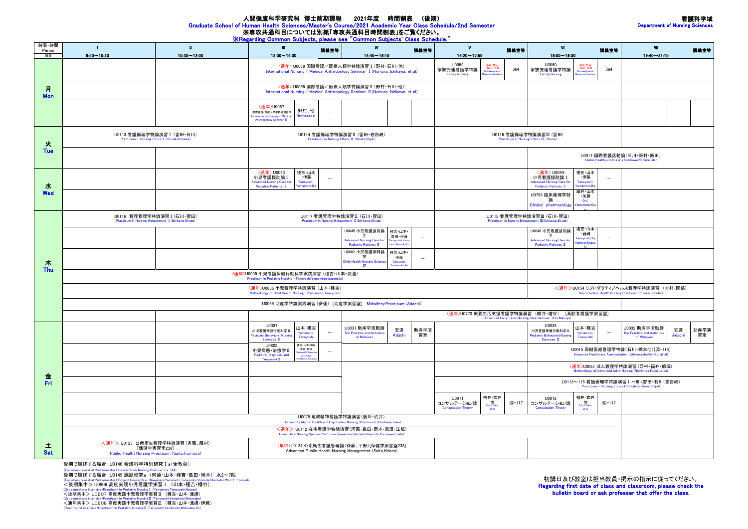# 人間健康科学研究科 博士前期課程 2021年度 時間割表 （後期）

Graduate School of Human Health Sciences/Master's Course/2021 Academic Year Class Schedule/2nd Semester

※専攻共通科目については別紙「専攻共通科目時間割表」をご覧ください。

※Regarding Common Subjects, please see "Common Subjects' Class Schedule."

看護科学域
Department of Nursing Sciences

| 時限・時間 Period 曜日 | Ⅰ 8:50〜10:20 | Ⅱ 10:30〜12:00 | Ⅲ 13:00〜14:30 | 講義室等 | Ⅳ 14:40〜16:10 | 講義室等 | Ⅴ 16:20〜17:50 | 講義室等 | Ⅵ 18:00〜19:30 | 講義室等 | Ⅶ 19:40〜21:10 | 講義室等 |
|---|---|---|---|---|---|---|---|---|---|---|---|---|
| 月 Mon | | | 〈通年〉U0078 国際看護／医療人類学特論演習Ⅰ（野村・石川・他） International Nursing / Medical Anthropology Seminar Ⅰ(Nomura, Ishikawa, et al) | | | | U0059 家族発達看護学特論 Family Nursing 島田・秋山・松本・河原 Shimada,Akiyama,Matsumoto,Kawahara | 364 | U0060 家族発達看護学特論 Family Nursing 島田・秋山・松本・河原 Shimada,Akiyama,Matsumoto,Kawahara | 364 | | |
| | | | 〈通年〉U0055 国際看護／医療人類学特論演習Ⅱ（野村・石川・他） International Nursing / Medical Anthropology Seminar Ⅱ(Nomura, Ishikawa, et al) | | | | | | | | | |
| | | | 〈通年〉U0057 国際看護/医療人類学特論演習Ⅲ International Nursing / Medical Anthropology Seminar Ⅲ 野村、他 Nomura,et al | － | | | | | | | | |
| 火 Tue | U0113 看護倫理学特論演習Ⅰ（習田・石川） Practicum in Nursing Ethics Ⅰ (Shuda,Ishikawa) | | U0114 看護倫理学特論演習Ⅱ（習田・志自岐） Practicum in Nursing Ethics Ⅱ (Shuda,Shijiki) | | | | U0115 看護倫理学特論演習Ⅲ（習田） Practicum in Nursing Ethics Ⅲ (Shuda) | | | | | |
| | | | | | | | | | U0017 国際看護活動論（石川・野村・飯田） Global Health and Nursing (Ishikawa,Nomura,Iida) | | | |
| 水 Wed | | | 〈通年〉U0043 小児看護援助論Ⅰ Advanced Nursing Care for Pediatric Patients Ⅰ 種吉・山本・伊藤 Taneyoshi,Yamamoto,Ito | － | | | | | 〈通年〉U0044 小児看護援助論Ⅰ Advanced Nursing Care for Pediatric Patients Ⅰ 種吉・山本・伊藤 Taneyoshi,Yamamoto,Ito | － | | |
| | | | | | | | | | U0798 臨床薬理学特論 Clinical pharmacology 織井・山本・加藤 Orii,Yamamoto,Kato | | | |
| 木 Thu | U0116 看護管理学特論演習Ⅰ（石川・習田） Practicum in Nursing Management Ⅰ(Ishikawa,Shuda) | | U0117 看護管理学特論演習Ⅱ（石川・習田） Practicum in Nursing Management Ⅱ(Ishikawa,Shuda) | | | | U0118 看護管理学特論演習Ⅲ（石川・習田） Practicum in Nursing Management Ⅲ(Ishikawa,Shuda) | | | | | |
| | | | | | U0045 小児看護援助論Ⅱ Advanced Nursing Care for Pediatric Patients Ⅱ 種吉・山本・岩崎・伊藤 Taneyoshi,Yamamoto,Iwasaki,Ito | － | | | U0046 小児看護援助論Ⅱ Advanced Nursing Care for Pediatric Patients Ⅱ 種吉・山本・岩崎 Taneyoshi,Yamamoto,Iwasaki | － | | |
| | | | | | U0802 小児看護学特論Ⅳ Child Health Nursing Science Ⅳ 種吉・山本・伊藤 Taneyoshi,Yamamoto,Ito | － | | | | | | |
| | | | 〈通年〉U0035 小児看護保健行動科学実践演習（種吉・山本・渡邊） Practicum in Pediatric Nursing (Taneyoshi,Yamamoto,Watanabe) | | | | | | | | | |
| | | | 〈通年〉U0835 小児看護学特論演習（山本・種吉） Methodology of Child Health Nursing (Yamamoto,Taneyoshi) | | | | | | 〈通年〉U0154 リプロダクティブヘルス看護学特論演習（木村・園部） Reproductive Health Nursing Practicum (Kimura,Sonobe) | | | |
| | | U0069 助産学特論実践演習（安達）［助産学実習室］ Midwifery:Practicum (Adachi) | | | | | | | | | | |
| | | | | | | | 〈通年〉U0770 療養生活支援看護学特論演習（織井・増谷）［高齢者看護学実習室］ Advanced Long-Term Nursing Care Seminar (Orii,Masuya) | | | | | |
| 金 Fri | | | U0037 小児看護保健行動科学Ⅱ Pediatric Behavioral Nursing Sciences Ⅱ 山本・種吉 Yamamoto,Taneyoshi | － | U0031 助産学活動論 The Practice and Activities of Midwives 安達 Adachi | 助産学演習室 | | | U0038 小児看護保健行動科学Ⅱ Pediatric Behavioral Nursing Sciences Ⅱ 山本・種吉 Yamamoto,Taneyoshi | － | U0032 助産学活動論 The Practice and Activities of Midwives 安達 Adachi | 助産学演習室 |
| | | | U0805 小児病態・治療学Ⅱ Pediatric Diagnosis and Treatment Ⅱ 種吉・山本・梅谷・中谷・柳田 Taneyoshi,Yamamoto,Umetani,Nakatani,Yanagida | － | | | | | U0015 保健医療管理学特論（石川・橋本他）[図-115] Advanced Healthcare Administration (Ishikawa,Hashimoto, et al) | | | |
| | | | | | | | | | 〈通年〉U0067 成人看護学特論演習（西村・福井・飯塚） Methodology of Advanced Adult Nursing (Nishimura,Fukui,Iizuka) | | | |
| | | | | | | | | | U0113〜115 看護倫理学特論演習Ⅰ〜Ⅲ（習田・石川・志自岐） Practicum in Nursing Ethics Ⅰ (Shuda,Ishikawa,Shijiki) | | | |
| | | | | | | | U0011 コンサルテーション論 Consultation Theory 福井・武井他 Fukui,Takei,et al | 図-117 | U0012 コンサルテーション論 Consultation Theory 福井・武井他 Fukui,Takei,et al | 図-117 | | |
| | | | U0075 地域精神看護学特論演習（廣川・武井） Community Mental Health and Psychiatric Nursing (Practicum) (Hirokawa,Takei) | | | | | | | | | |
| | | | 〈通年〉U0112 在宅看護学特論演習（河原・島田・岡本・黒澤・江畑） Home Care Nursing Special Practicum (Kawahara,Shimada,Okamoto,Kurosawa,Ebata) | | | | | | | | | |
| 土 Sat | 〈通年〉U0123 公衆衛生看護学特論演習（斉藤、藤村）［保健学実習室238］ Public Health Nursing Practicum (Saito,Fujimura) | | （集中）U0124 公衆衛生看護管理論（斉藤、平野）[保健学実習室238] Advanced Public Health Nursing Management (Saito,Hirano) | | | | | | | | | |

後期で履修する場合 U0146 看護科学特別研究Ⅰa（全教員）
(For whom take it at 2nd semester) Research on Nursing Science Ⅰa (All)

後期で履修する場合 U0149 課題研究a （河原・山本・種吉・島田・岡本） 水2〜7限
(For whom take it at 2nd semester) Project Research a (Kawahara,Yamamoto,Taneyoshi,Shimada,Okamoto) Wed 2-7 periods

＜後期集中＞ U0806 高度実践小児看護学実習Ⅰ （山本・種吉・幡谷）
(2st semester's intensive)Practicum in Pediatric Nursing Ⅰ (Yamamoto,Taneyoshi,Hataya)

＜後期集中＞ U0807 高度実践小児看護学実習Ⅱ （種吉・山本・渡邊）
(2st semester's intensive)Practicum in Pediatric Nursing Ⅱ (Taneyoshi,Yamamoto,Watanabe)

＜通年集中＞ U0808 高度実践小児看護学実習Ⅲ （種吉・山本・渡邊・伊藤）
(Year-round intensive)Practicum in Pediatric NursingⅢ (Taneyoshi,Yamamoto,Watanabe,Ito)

初講日及び教室は担当教員・掲示の指示に従ってください。
Regarding first date of class and classroom, please check the bulletin board or ask professer that offer the class.